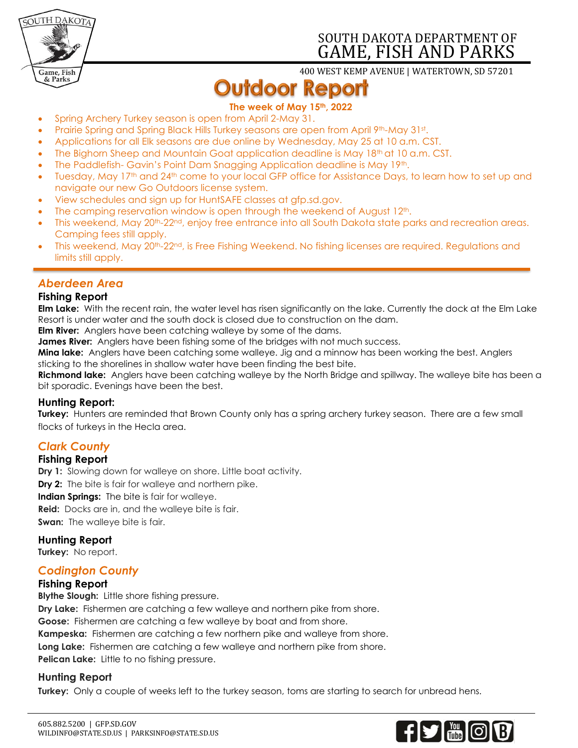# SOUTH DAKOTA DEPARTMENT OF GAME, FISH AND PARKS

400 WEST KEMP AVENUE | WATERTOWN, SD 57201

# Outdoor Report

**The week of May 15th, 2022**

- Spring Archery Turkey season is open from April 2-May 31.
- Prairie Spring and Spring Black Hills Turkey seasons are open from April 9th-May 31st.
- Applications for all Elk seasons are due online by Wednesday, May 25 at 10 a.m. CST.
- The Bighorn Sheep and Mountain Goat application deadline is May 18th at 10 a.m. CST.
- The Paddlefish- Gavin's Point Dam Snagging Application deadline is May 19th.
- Tuesday, May 17th and 24th come to your local GFP office for Assistance Days, to learn how to set up and navigate our new Go Outdoors license system.
- View schedules and sign up for HuntSAFE classes at gfp.sd.gov.
- The camping reservation window is open through the weekend of August 12th.
- This weekend, May 20th-22nd, enjoy free entrance into all South Dakota state parks and recreation areas. Camping fees still apply.
- This weekend, May 20th-22nd, is Free Fishing Weekend. No fishing licenses are required. Regulations and limits still apply.

## *Aberdeen Area*

### Fishing Report

**Elm Lake:** With the recent rain, the water level has risen significantly on the lake. Currently the dock at the Elm Lake Resort is under water and the south dock is closed due to construction on the dam.

**Elm River:** Anglers have been catching walleye by some of the dams.

**James River:** Anglers have been fishing some of the bridges with not much success.

**Mina lake:** Anglers have been catching some walleye. Jig and a minnow has been working the best. Anglers sticking to the shorelines in shallow water have been finding the best bite.

**Richmond lake:** Anglers have been catching walleye by the North Bridge and spillway. The walleye bite has been a bit sporadic. Evenings have been the best.

### Hunting Report:

**Turkey:** Hunters are reminded that Brown County only has a spring archery turkey season. There are a few small flocks of turkeys in the Hecla area.

## *Clark County*

### Fishing Report

**Dry 1:** Slowing down for walleye on shore. Little boat activity.

**Dry 2:** The bite is fair for walleye and northern pike.

**Indian Springs:** The bite is fair for walleye.

**Reid:** Docks are in, and the walleye bite is fair.

**Swan:** The walleye bite is fair.

### Hunting Report

**Turkey:** No report.

## *Codington County*

### Fishing Report

**Blythe Slough:** Little shore fishing pressure.

**Dry Lake:** Fishermen are catching a few walleye and northern pike from shore.

**Goose:** Fishermen are catching a few walleye by boat and from shore.

**Kampeska:** Fishermen are catching a few northern pike and walleye from shore.

**Long Lake:** Fishermen are catching a few walleye and northern pike from shore.

**Pelican Lake:** Little to no fishing pressure.

### Hunting Report

**Turkey:** Only a couple of weeks left to the turkey season, toms are starting to search for unbread hens.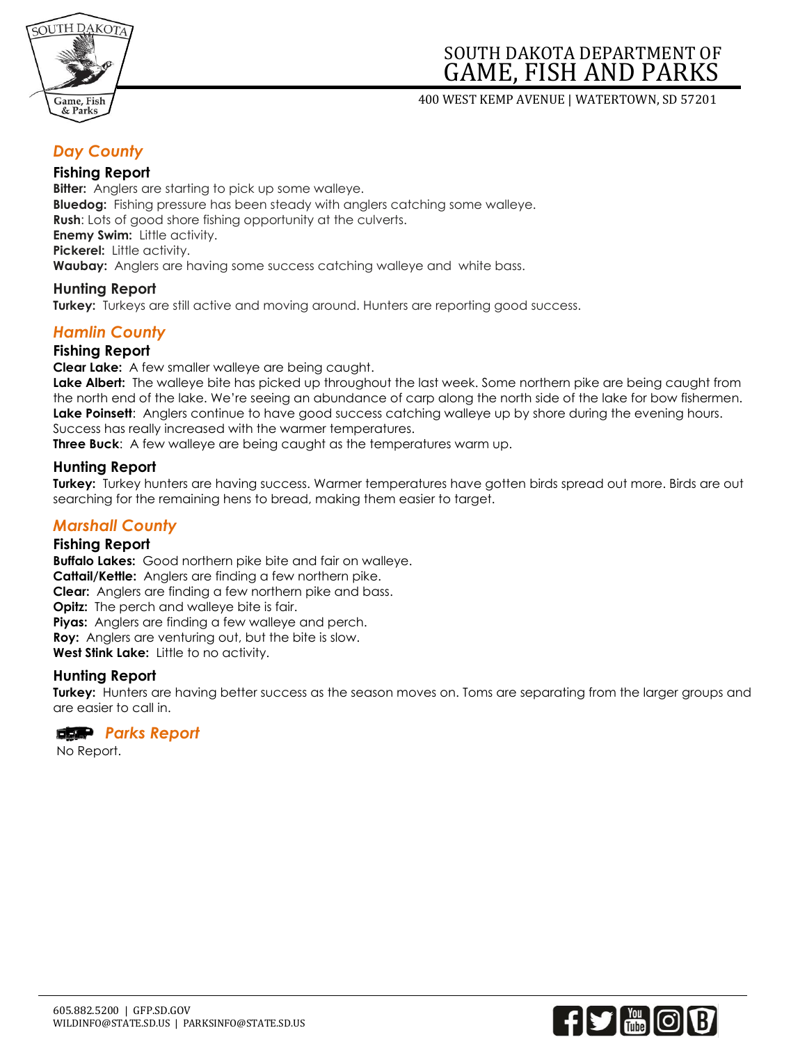# SOUTH DAKOTA DEPARTMENT OF GAME, FISH AND PARKS

400 WEST KEMP AVENUE | WATERTOWN, SD 57201

## *Day County*

### Fishing Report

**Bitter:** Anglers are starting to pick up some walleye.
**Bluedog:** Fishing pressure has been steady with anglers catching some walleye.
**Rush**: Lots of good shore fishing opportunity at the culverts.
**Enemy Swim:** Little activity.
**Pickerel:** Little activity.
**Waubay:** Anglers are having some success catching walleye and white bass.

### Hunting Report

**Turkey:** Turkeys are still active and moving around. Hunters are reporting good success.

## *Hamlin County*

### Fishing Report

**Clear Lake:** A few smaller walleye are being caught.
**Lake Albert:** The walleye bite has picked up throughout the last week. Some northern pike are being caught from the north end of the lake. We're seeing an abundance of carp along the north side of the lake for bow fishermen.
**Lake Poinsett**: Anglers continue to have good success catching walleye up by shore during the evening hours. Success has really increased with the warmer temperatures.
**Three Buck**: A few walleye are being caught as the temperatures warm up.

### Hunting Report

**Turkey:** Turkey hunters are having success. Warmer temperatures have gotten birds spread out more. Birds are out searching for the remaining hens to bread, making them easier to target.

## *Marshall County*

### Fishing Report

**Buffalo Lakes:** Good northern pike bite and fair on walleye.
**Cattail/Kettle:** Anglers are finding a few northern pike.
**Clear:** Anglers are finding a few northern pike and bass.
**Opitz:** The perch and walleye bite is fair.
**Piyas:** Anglers are finding a few walleye and perch.
**Roy:** Anglers are venturing out, but the bite is slow.
**West Stink Lake:** Little to no activity.

### Hunting Report

**Turkey:** Hunters are having better success as the season moves on. Toms are separating from the larger groups and are easier to call in.

## *Parks Report*

No Report.

605.882.5200 | GFP.SD.GOV
WILDINFO@STATE.SD.US | PARKSINFO@STATE.SD.US